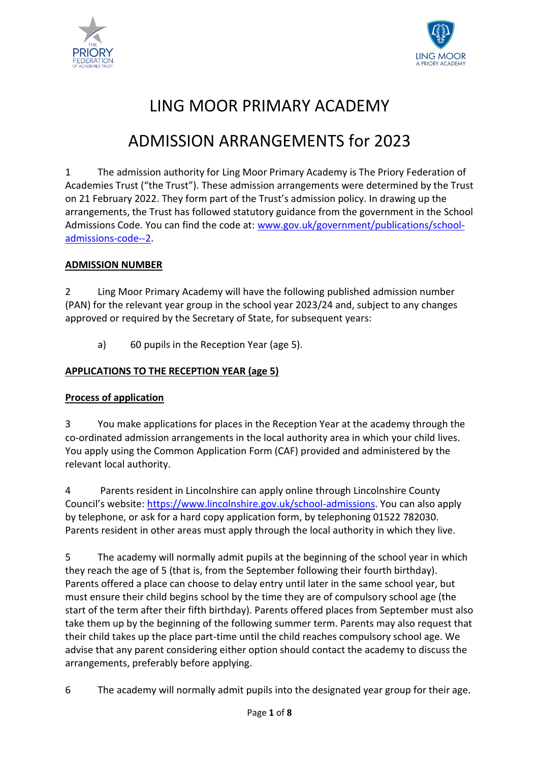# LING MOOR PRIMARY ACADEMY

# ADMISSION ARRANGEMENTS for 2023

1 The admission authority for Ling Moor Primary Academy is The Priory Federation of Academies Trust ("the Trust"). These admission arrangements were determined by the Trust on 21 February 2022. They form part of the Trust's admission policy. In drawing up the arrangements, the Trust has followed statutory guidance from the government in the School Admissions Code. You can find the code at: [www.gov.uk/government/publications/school-admissions-code--2](www.gov.uk/government/publications/school-admissions-code--2).

## ADMISSION NUMBER

2 Ling Moor Primary Academy will have the following published admission number (PAN) for the relevant year group in the school year 2023/24 and, subject to any changes approved or required by the Secretary of State, for subsequent years:

a) 60 pupils in the Reception Year (age 5).

## APPLICATIONS TO THE RECEPTION YEAR (age 5)

### Process of application

3 You make applications for places in the Reception Year at the academy through the co-ordinated admission arrangements in the local authority area in which your child lives. You apply using the Common Application Form (CAF) provided and administered by the relevant local authority.

4 Parents resident in Lincolnshire can apply online through Lincolnshire County Council's website: [https://www.lincolnshire.gov.uk/school-admissions](https://www.lincolnshire.gov.uk/school-admissions). You can also apply by telephone, or ask for a hard copy application form, by telephoning 01522 782030. Parents resident in other areas must apply through the local authority in which they live.

5 The academy will normally admit pupils at the beginning of the school year in which they reach the age of 5 (that is, from the September following their fourth birthday). Parents offered a place can choose to delay entry until later in the same school year, but must ensure their child begins school by the time they are of compulsory school age (the start of the term after their fifth birthday). Parents offered places from September must also take them up by the beginning of the following summer term. Parents may also request that their child takes up the place part-time until the child reaches compulsory school age. We advise that any parent considering either option should contact the academy to discuss the arrangements, preferably before applying.

6 The academy will normally admit pupils into the designated year group for their age.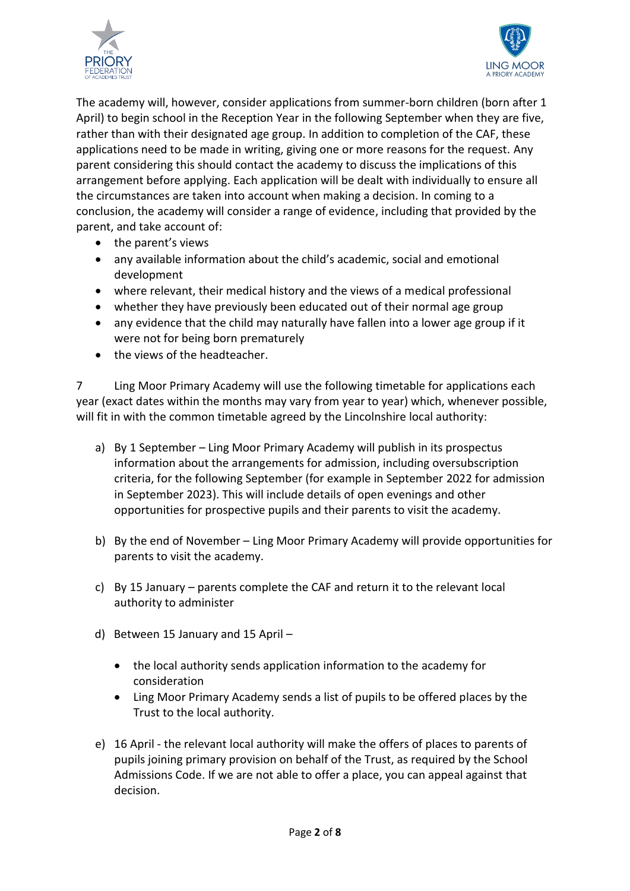The academy will, however, consider applications from summer-born children (born after 1 April) to begin school in the Reception Year in the following September when they are five, rather than with their designated age group. In addition to completion of the CAF, these applications need to be made in writing, giving one or more reasons for the request. Any parent considering this should contact the academy to discuss the implications of this arrangement before applying. Each application will be dealt with individually to ensure all the circumstances are taken into account when making a decision. In coming to a conclusion, the academy will consider a range of evidence, including that provided by the parent, and take account of:

- the parent's views
- any available information about the child's academic, social and emotional development
- where relevant, their medical history and the views of a medical professional
- whether they have previously been educated out of their normal age group
- any evidence that the child may naturally have fallen into a lower age group if it were not for being born prematurely
- the views of the headteacher.

7 Ling Moor Primary Academy will use the following timetable for applications each year (exact dates within the months may vary from year to year) which, whenever possible, will fit in with the common timetable agreed by the Lincolnshire local authority:

a) By 1 September – Ling Moor Primary Academy will publish in its prospectus information about the arrangements for admission, including oversubscription criteria, for the following September (for example in September 2022 for admission in September 2023). This will include details of open evenings and other opportunities for prospective pupils and their parents to visit the academy.

b) By the end of November – Ling Moor Primary Academy will provide opportunities for parents to visit the academy.

c) By 15 January – parents complete the CAF and return it to the relevant local authority to administer

d) Between 15 January and 15 April –

   - the local authority sends application information to the academy for consideration
   - Ling Moor Primary Academy sends a list of pupils to be offered places by the Trust to the local authority.

e) 16 April - the relevant local authority will make the offers of places to parents of pupils joining primary provision on behalf of the Trust, as required by the School Admissions Code. If we are not able to offer a place, you can appeal against that decision.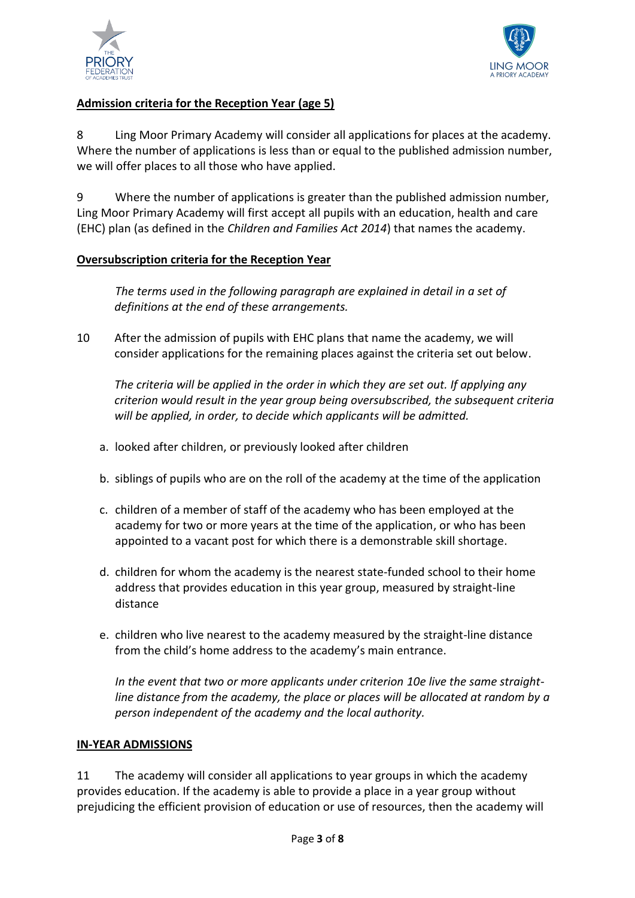**Admission criteria for the Reception Year (age 5)**

8 Ling Moor Primary Academy will consider all applications for places at the academy. Where the number of applications is less than or equal to the published admission number, we will offer places to all those who have applied.

9 Where the number of applications is greater than the published admission number, Ling Moor Primary Academy will first accept all pupils with an education, health and care (EHC) plan (as defined in the *Children and Families Act 2014*) that names the academy.

**Oversubscription criteria for the Reception Year**

*The terms used in the following paragraph are explained in detail in a set of definitions at the end of these arrangements.*

10 After the admission of pupils with EHC plans that name the academy, we will consider applications for the remaining places against the criteria set out below.

*The criteria will be applied in the order in which they are set out. If applying any criterion would result in the year group being oversubscribed, the subsequent criteria will be applied, in order, to decide which applicants will be admitted.*

a. looked after children, or previously looked after children

b. siblings of pupils who are on the roll of the academy at the time of the application

c. children of a member of staff of the academy who has been employed at the academy for two or more years at the time of the application, or who has been appointed to a vacant post for which there is a demonstrable skill shortage.

d. children for whom the academy is the nearest state-funded school to their home address that provides education in this year group, measured by straight-line distance

e. children who live nearest to the academy measured by the straight-line distance from the child's home address to the academy's main entrance.

*In the event that two or more applicants under criterion 10e live the same straight-line distance from the academy, the place or places will be allocated at random by a person independent of the academy and the local authority.*

**IN-YEAR ADMISSIONS**

11 The academy will consider all applications to year groups in which the academy provides education. If the academy is able to provide a place in a year group without prejudicing the efficient provision of education or use of resources, then the academy will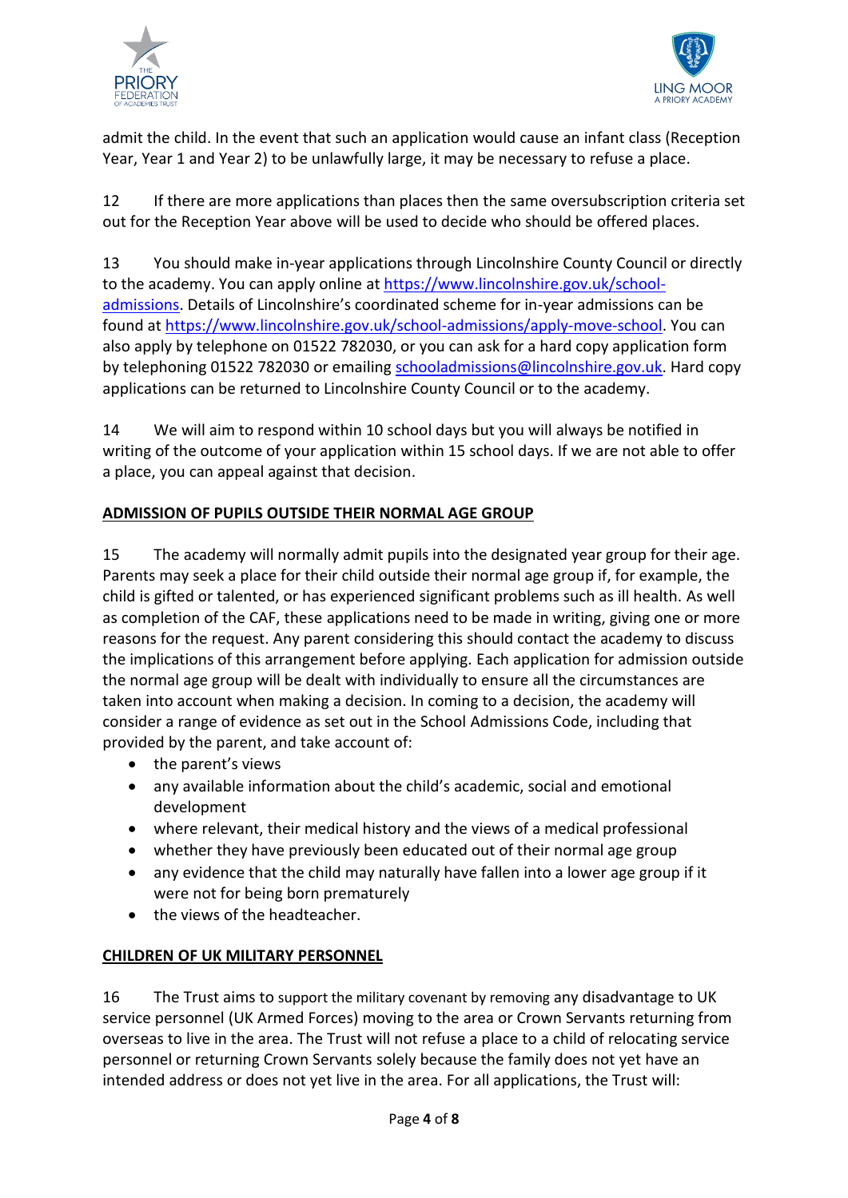admit the child. In the event that such an application would cause an infant class (Reception Year, Year 1 and Year 2) to be unlawfully large, it may be necessary to refuse a place.

12 If there are more applications than places then the same oversubscription criteria set out for the Reception Year above will be used to decide who should be offered places.

13 You should make in-year applications through Lincolnshire County Council or directly to the academy. You can apply online at https://www.lincolnshire.gov.uk/school-admissions. Details of Lincolnshire's coordinated scheme for in-year admissions can be found at https://www.lincolnshire.gov.uk/school-admissions/apply-move-school. You can also apply by telephone on 01522 782030, or you can ask for a hard copy application form by telephoning 01522 782030 or emailing schooladmissions@lincolnshire.gov.uk. Hard copy applications can be returned to Lincolnshire County Council or to the academy.

14 We will aim to respond within 10 school days but you will always be notified in writing of the outcome of your application within 15 school days. If we are not able to offer a place, you can appeal against that decision.

## ADMISSION OF PUPILS OUTSIDE THEIR NORMAL AGE GROUP

15 The academy will normally admit pupils into the designated year group for their age. Parents may seek a place for their child outside their normal age group if, for example, the child is gifted or talented, or has experienced significant problems such as ill health. As well as completion of the CAF, these applications need to be made in writing, giving one or more reasons for the request. Any parent considering this should contact the academy to discuss the implications of this arrangement before applying. Each application for admission outside the normal age group will be dealt with individually to ensure all the circumstances are taken into account when making a decision. In coming to a decision, the academy will consider a range of evidence as set out in the School Admissions Code, including that provided by the parent, and take account of:

- the parent's views
- any available information about the child's academic, social and emotional development
- where relevant, their medical history and the views of a medical professional
- whether they have previously been educated out of their normal age group
- any evidence that the child may naturally have fallen into a lower age group if it were not for being born prematurely
- the views of the headteacher.

## CHILDREN OF UK MILITARY PERSONNEL

16 The Trust aims to support the military covenant by removing any disadvantage to UK service personnel (UK Armed Forces) moving to the area or Crown Servants returning from overseas to live in the area. The Trust will not refuse a place to a child of relocating service personnel or returning Crown Servants solely because the family does not yet have an intended address or does not yet live in the area. For all applications, the Trust will: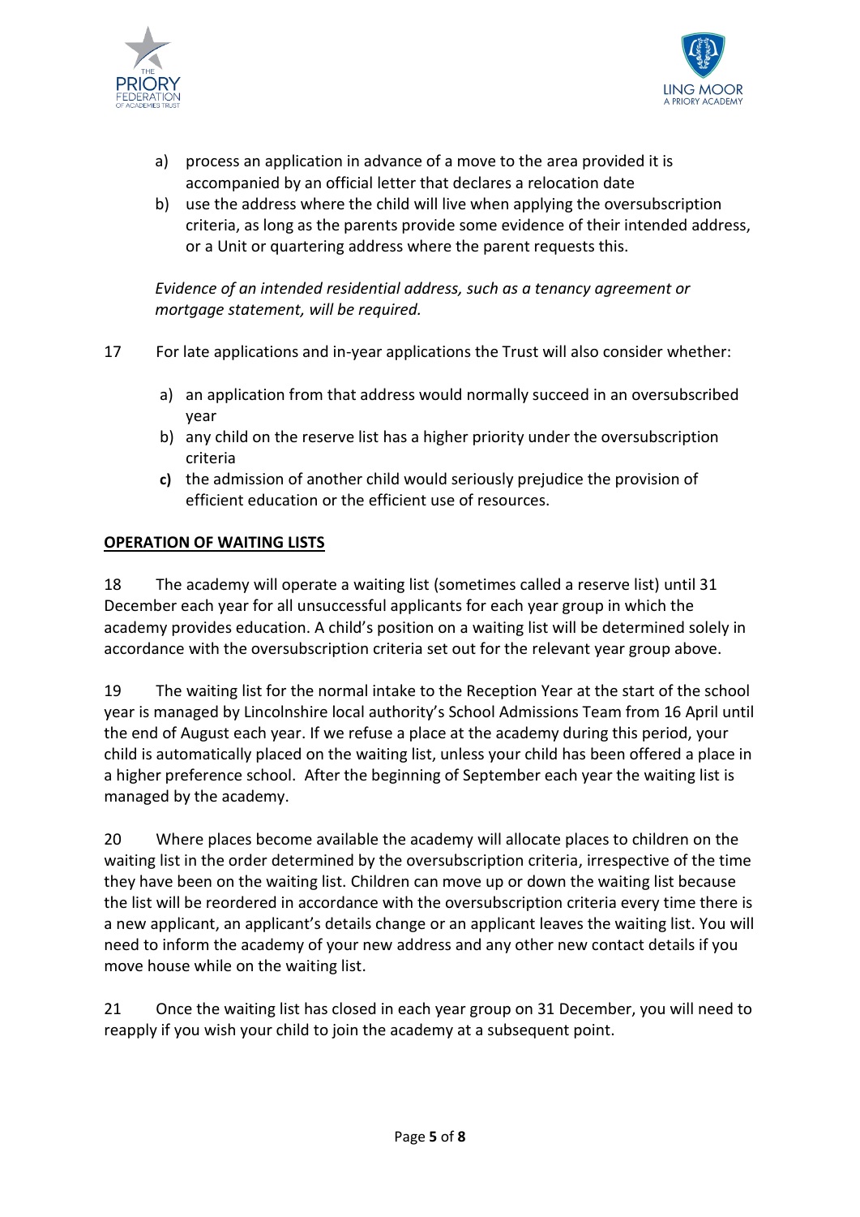a) process an application in advance of a move to the area provided it is accompanied by an official letter that declares a relocation date
b) use the address where the child will live when applying the oversubscription criteria, as long as the parents provide some evidence of their intended address, or a Unit or quartering address where the parent requests this.

*Evidence of an intended residential address, such as a tenancy agreement or mortgage statement, will be required.*

17 For late applications and in-year applications the Trust will also consider whether:

a) an application from that address would normally succeed in an oversubscribed year
b) any child on the reserve list has a higher priority under the oversubscription criteria
c) the admission of another child would seriously prejudice the provision of efficient education or the efficient use of resources.

**OPERATION OF WAITING LISTS**

18 The academy will operate a waiting list (sometimes called a reserve list) until 31 December each year for all unsuccessful applicants for each year group in which the academy provides education. A child's position on a waiting list will be determined solely in accordance with the oversubscription criteria set out for the relevant year group above.

19 The waiting list for the normal intake to the Reception Year at the start of the school year is managed by Lincolnshire local authority's School Admissions Team from 16 April until the end of August each year. If we refuse a place at the academy during this period, your child is automatically placed on the waiting list, unless your child has been offered a place in a higher preference school. After the beginning of September each year the waiting list is managed by the academy.

20 Where places become available the academy will allocate places to children on the waiting list in the order determined by the oversubscription criteria, irrespective of the time they have been on the waiting list. Children can move up or down the waiting list because the list will be reordered in accordance with the oversubscription criteria every time there is a new applicant, an applicant's details change or an applicant leaves the waiting list. You will need to inform the academy of your new address and any other new contact details if you move house while on the waiting list.

21 Once the waiting list has closed in each year group on 31 December, you will need to reapply if you wish your child to join the academy at a subsequent point.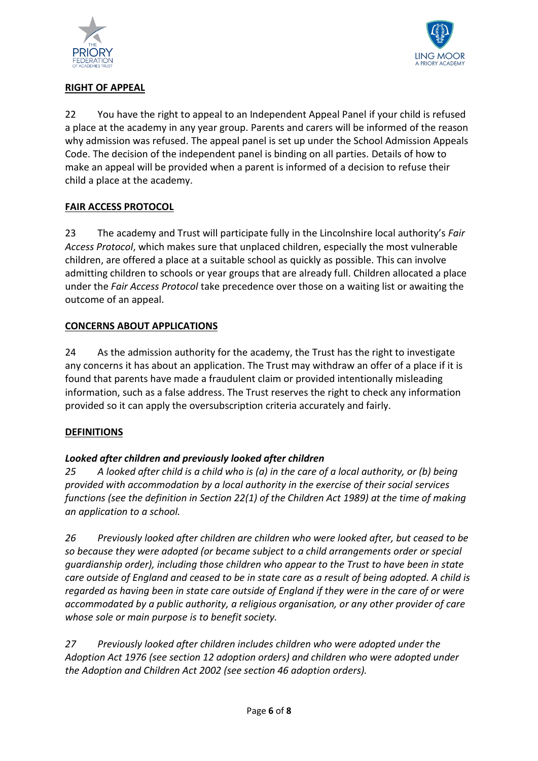## RIGHT OF APPEAL

22 You have the right to appeal to an Independent Appeal Panel if your child is refused a place at the academy in any year group. Parents and carers will be informed of the reason why admission was refused. The appeal panel is set up under the School Admission Appeals Code. The decision of the independent panel is binding on all parties. Details of how to make an appeal will be provided when a parent is informed of a decision to refuse their child a place at the academy.

## FAIR ACCESS PROTOCOL

23 The academy and Trust will participate fully in the Lincolnshire local authority's *Fair Access Protocol*, which makes sure that unplaced children, especially the most vulnerable children, are offered a place at a suitable school as quickly as possible. This can involve admitting children to schools or year groups that are already full. Children allocated a place under the *Fair Access Protocol* take precedence over those on a waiting list or awaiting the outcome of an appeal.

## CONCERNS ABOUT APPLICATIONS

24 As the admission authority for the academy, the Trust has the right to investigate any concerns it has about an application. The Trust may withdraw an offer of a place if it is found that parents have made a fraudulent claim or provided intentionally misleading information, such as a false address. The Trust reserves the right to check any information provided so it can apply the oversubscription criteria accurately and fairly.

## DEFINITIONS

### *Looked after children and previously looked after children*

*25 A looked after child is a child who is (a) in the care of a local authority, or (b) being provided with accommodation by a local authority in the exercise of their social services functions (see the definition in Section 22(1) of the Children Act 1989) at the time of making an application to a school.*

*26 Previously looked after children are children who were looked after, but ceased to be so because they were adopted (or became subject to a child arrangements order or special guardianship order), including those children who appear to the Trust to have been in state care outside of England and ceased to be in state care as a result of being adopted. A child is regarded as having been in state care outside of England if they were in the care of or were accommodated by a public authority, a religious organisation, or any other provider of care whose sole or main purpose is to benefit society.*

*27 Previously looked after children includes children who were adopted under the Adoption Act 1976 (see section 12 adoption orders) and children who were adopted under the Adoption and Children Act 2002 (see section 46 adoption orders).*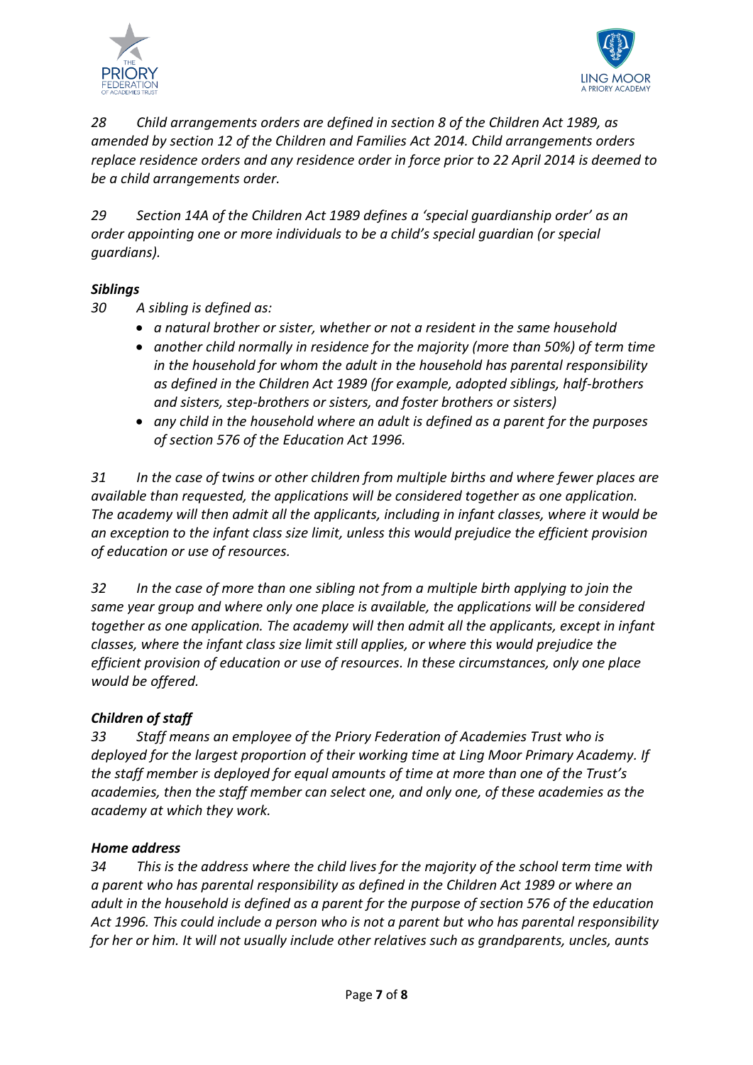*28 Child arrangements orders are defined in section 8 of the Children Act 1989, as amended by section 12 of the Children and Families Act 2014. Child arrangements orders replace residence orders and any residence order in force prior to 22 April 2014 is deemed to be a child arrangements order.*

*29 Section 14A of the Children Act 1989 defines a 'special guardianship order' as an order appointing one or more individuals to be a child's special guardian (or special guardians).*

***Siblings***

*30 A sibling is defined as:*

- *a natural brother or sister, whether or not a resident in the same household*
- *another child normally in residence for the majority (more than 50%) of term time in the household for whom the adult in the household has parental responsibility as defined in the Children Act 1989 (for example, adopted siblings, half-brothers and sisters, step-brothers or sisters, and foster brothers or sisters)*
- *any child in the household where an adult is defined as a parent for the purposes of section 576 of the Education Act 1996.*

*31 In the case of twins or other children from multiple births and where fewer places are available than requested, the applications will be considered together as one application. The academy will then admit all the applicants, including in infant classes, where it would be an exception to the infant class size limit, unless this would prejudice the efficient provision of education or use of resources.*

*32 In the case of more than one sibling not from a multiple birth applying to join the same year group and where only one place is available, the applications will be considered together as one application. The academy will then admit all the applicants, except in infant classes, where the infant class size limit still applies, or where this would prejudice the efficient provision of education or use of resources. In these circumstances, only one place would be offered.*

***Children of staff***

*33 Staff means an employee of the Priory Federation of Academies Trust who is deployed for the largest proportion of their working time at Ling Moor Primary Academy. If the staff member is deployed for equal amounts of time at more than one of the Trust's academies, then the staff member can select one, and only one, of these academies as the academy at which they work.*

***Home address***

*34 This is the address where the child lives for the majority of the school term time with a parent who has parental responsibility as defined in the Children Act 1989 or where an adult in the household is defined as a parent for the purpose of section 576 of the education Act 1996. This could include a person who is not a parent but who has parental responsibility for her or him. It will not usually include other relatives such as grandparents, uncles, aunts*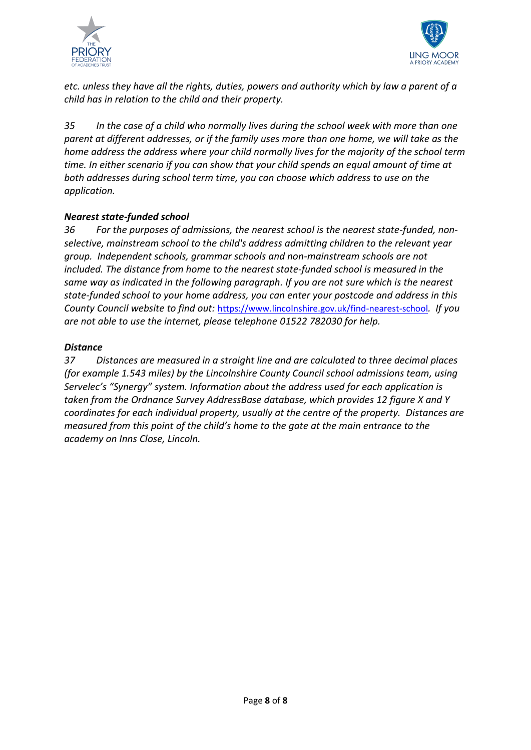*etc. unless they have all the rights, duties, powers and authority which by law a parent of a child has in relation to the child and their property.*

*35 In the case of a child who normally lives during the school week with more than one parent at different addresses, or if the family uses more than one home, we will take as the home address the address where your child normally lives for the majority of the school term time. In either scenario if you can show that your child spends an equal amount of time at both addresses during school term time, you can choose which address to use on the application.*

***Nearest state-funded school***

*36 For the purposes of admissions, the nearest school is the nearest state-funded, non-selective, mainstream school to the child's address admitting children to the relevant year group. Independent schools, grammar schools and non-mainstream schools are not included. The distance from home to the nearest state-funded school is measured in the same way as indicated in the following paragraph. If you are not sure which is the nearest state-funded school to your home address, you can enter your postcode and address in this County Council website to find out:* https://www.lincolnshire.gov.uk/find-nearest-school*. If you are not able to use the internet, please telephone 01522 782030 for help.*

***Distance***

*37 Distances are measured in a straight line and are calculated to three decimal places (for example 1.543 miles) by the Lincolnshire County Council school admissions team, using Servelec's "Synergy" system. Information about the address used for each application is taken from the Ordnance Survey AddressBase database, which provides 12 figure X and Y coordinates for each individual property, usually at the centre of the property. Distances are measured from this point of the child's home to the gate at the main entrance to the academy on Inns Close, Lincoln.*